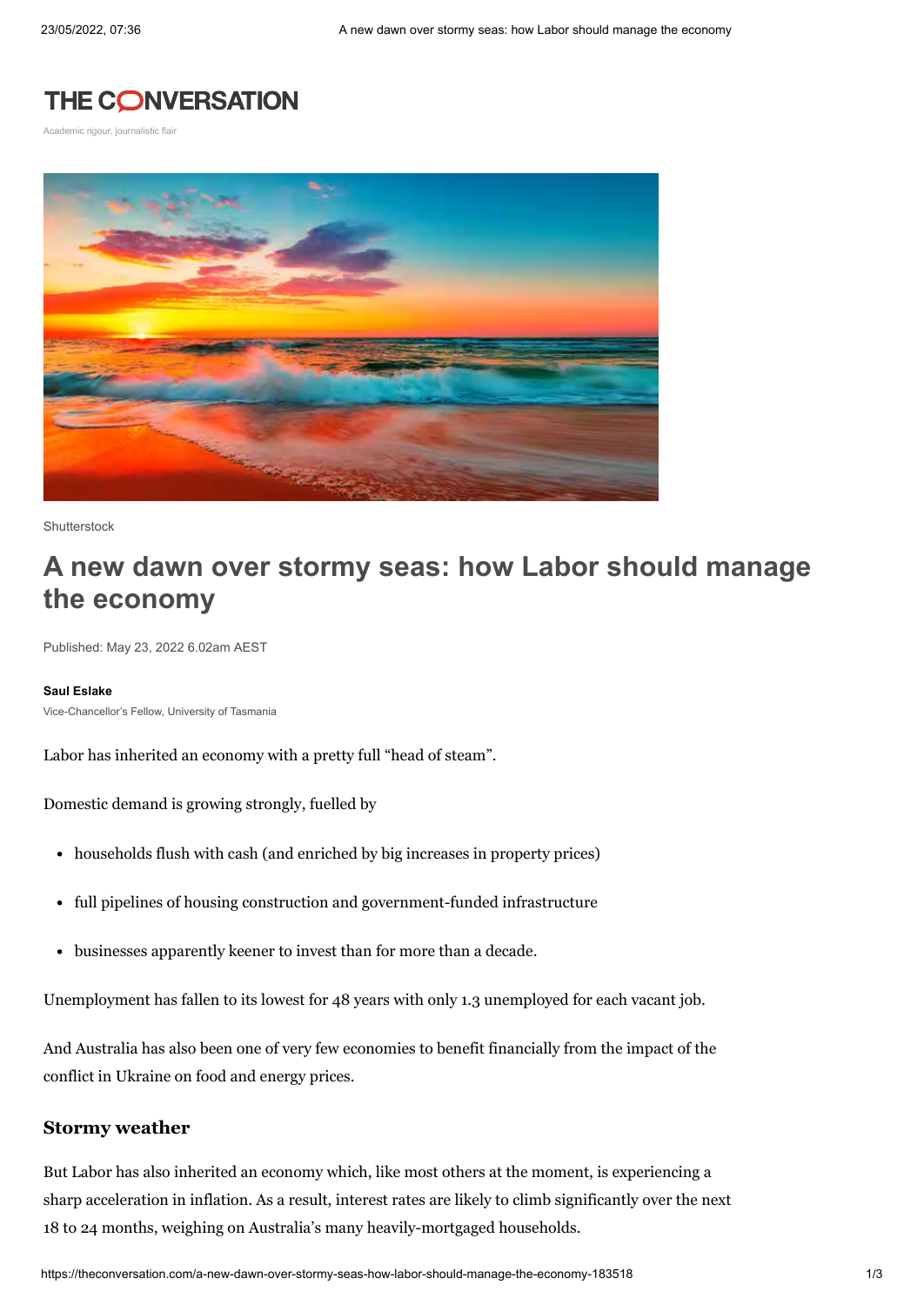# A new dawn over stormy seas: how Labor should manage the economy

Shutterstock

Published: May 23, 2022 6.02am AEST

**Saul Eslake**

Vice-Chancellor's Fellow, University of Tasmania

Labor has inherited an economy with a pretty full "head of steam".

Domestic demand is growing strongly, fuelled by

- households flush with cash (and enriched by big increases in property prices)
- full pipelines of housing construction and government-funded infrastructure
- businesses apparently keener to invest than for more than a decade.

Unemployment has fallen to its lowest for 48 years with only 1.3 unemployed for each vacant job.

And Australia has also been one of very few economies to benefit financially from the impact of the conflict in Ukraine on food and energy prices.

### Stormy weather

But Labor has also inherited an economy which, like most others at the moment, is experiencing a sharp acceleration in inflation. As a result, interest rates are likely to climb significantly over the next 18 to 24 months, weighing on Australia's many heavily-mortgaged households.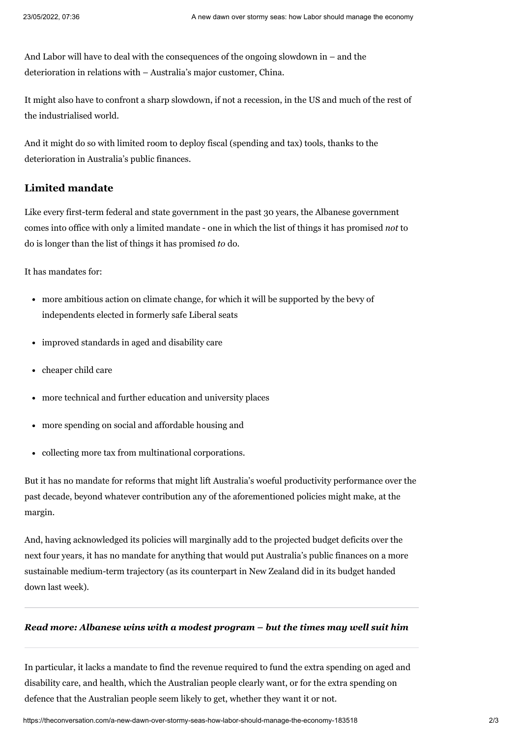And Labor will have to deal with the consequences of the ongoing slowdown in – and the deterioration in relations with – Australia's major customer, China.

It might also have to confront a sharp slowdown, if not a recession, in the US and much of the rest of the industrialised world.

And it might do so with limited room to deploy fiscal (spending and tax) tools, thanks to the deterioration in Australia's public finances.

## Limited mandate

Like every first-term federal and state government in the past 30 years, the Albanese government comes into office with only a limited mandate - one in which the list of things it has promised *not* to do is longer than the list of things it has promised *to* do.

It has mandates for:

- more ambitious action on climate change, for which it will be supported by the bevy of independents elected in formerly safe Liberal seats
- improved standards in aged and disability care
- cheaper child care
- more technical and further education and university places
- more spending on social and affordable housing and
- collecting more tax from multinational corporations.

But it has no mandate for reforms that might lift Australia's woeful productivity performance over the past decade, beyond whatever contribution any of the aforementioned policies might make, at the margin.

And, having acknowledged its policies will marginally add to the projected budget deficits over the next four years, it has no mandate for anything that would put Australia's public finances on a more sustainable medium-term trajectory (as its counterpart in New Zealand did in its budget handed down last week).

---

***Read more: Albanese wins with a modest program – but the times may well suit him***

---

In particular, it lacks a mandate to find the revenue required to fund the extra spending on aged and disability care, and health, which the Australian people clearly want, or for the extra spending on defence that the Australian people seem likely to get, whether they want it or not.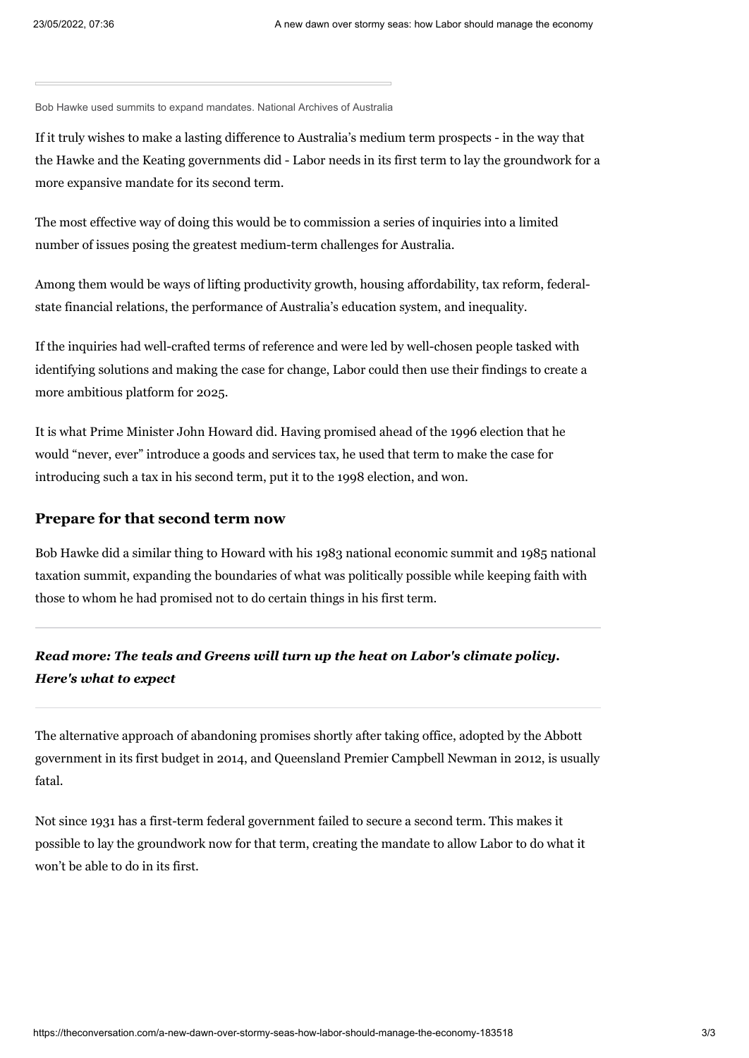Bob Hawke used summits to expand mandates. National Archives of Australia

If it truly wishes to make a lasting difference to Australia's medium term prospects - in the way that the Hawke and the Keating governments did - Labor needs in its first term to lay the groundwork for a more expansive mandate for its second term.

The most effective way of doing this would be to commission a series of inquiries into a limited number of issues posing the greatest medium-term challenges for Australia.

Among them would be ways of lifting productivity growth, housing affordability, tax reform, federal-state financial relations, the performance of Australia's education system, and inequality.

If the inquiries had well-crafted terms of reference and were led by well-chosen people tasked with identifying solutions and making the case for change, Labor could then use their findings to create a more ambitious platform for 2025.

It is what Prime Minister John Howard did. Having promised ahead of the 1996 election that he would "never, ever" introduce a goods and services tax, he used that term to make the case for introducing such a tax in his second term, put it to the 1998 election, and won.

## Prepare for that second term now

Bob Hawke did a similar thing to Howard with his 1983 national economic summit and 1985 national taxation summit, expanding the boundaries of what was politically possible while keeping faith with those to whom he had promised not to do certain things in his first term.

***Read more: The teals and Greens will turn up the heat on Labor's climate policy. Here's what to expect***

The alternative approach of abandoning promises shortly after taking office, adopted by the Abbott government in its first budget in 2014, and Queensland Premier Campbell Newman in 2012, is usually fatal.

Not since 1931 has a first-term federal government failed to secure a second term. This makes it possible to lay the groundwork now for that term, creating the mandate to allow Labor to do what it won't be able to do in its first.